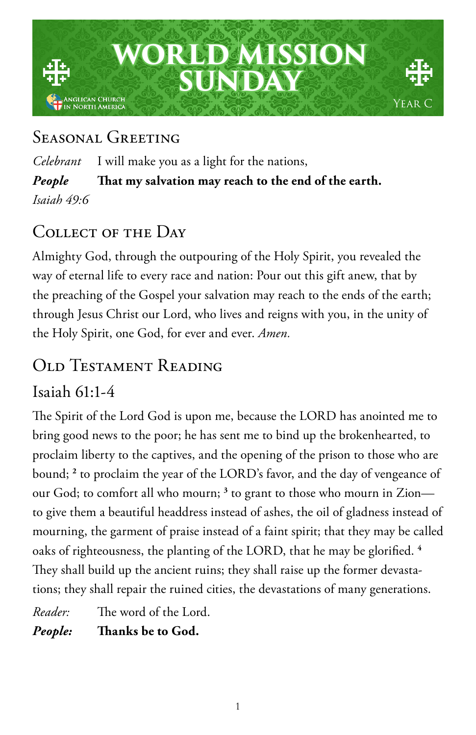# WORLD MISSION SUNDAY

Anglican Church in North America

Year C

## Seasonal Greeting

*Celebrant* I will make you as a light for the nations,

***People*** **That my salvation may reach to the end of the earth.**

*Isaiah 49:6*

## Collect of the Day

Almighty God, through the outpouring of the Holy Spirit, you revealed the way of eternal life to every race and nation: Pour out this gift anew, that by the preaching of the Gospel your salvation may reach to the ends of the earth; through Jesus Christ our Lord, who lives and reigns with you, in the unity of the Holy Spirit, one God, for ever and ever. *Amen.*

## Old Testament Reading

### Isaiah 61:1-4

The Spirit of the Lord God is upon me, because the LORD has anointed me to bring good news to the poor; he has sent me to bind up the brokenhearted, to proclaim liberty to the captives, and the opening of the prison to those who are bound; [2] to proclaim the year of the LORD's favor, and the day of vengeance of our God; to comfort all who mourn; [3] to grant to those who mourn in Zion—to give them a beautiful headdress instead of ashes, the oil of gladness instead of mourning, the garment of praise instead of a faint spirit; that they may be called oaks of righteousness, the planting of the LORD, that he may be glorified. [4] They shall build up the ancient ruins; they shall raise up the former devastations; they shall repair the ruined cities, the devastations of many generations.

*Reader:* The word of the Lord.

***People:*** **Thanks be to God.**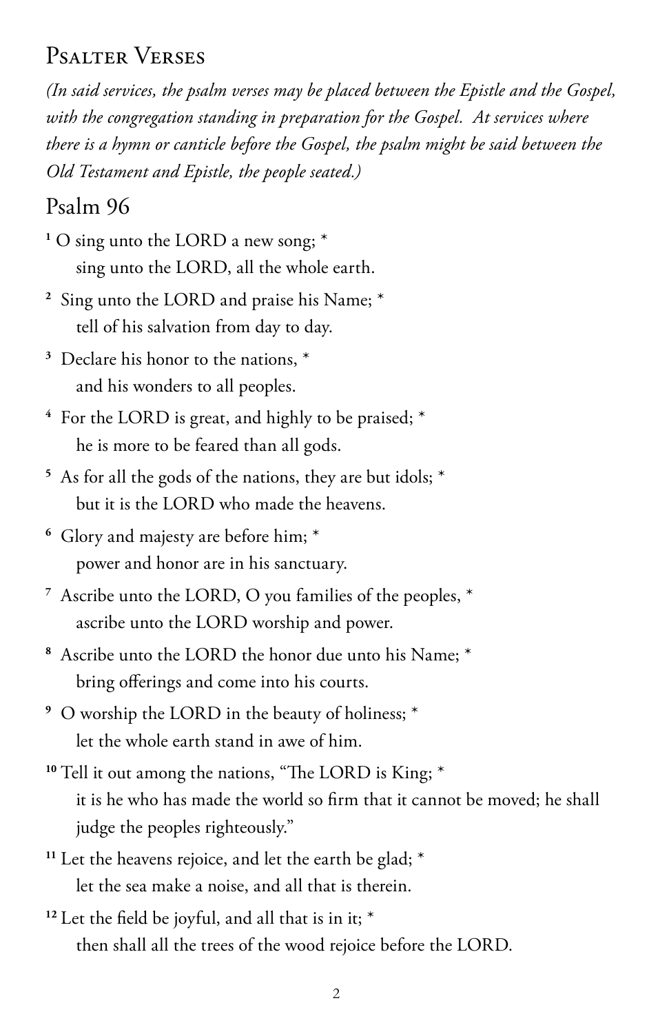## Psalter Verses

*(In said services, the psalm verses may be placed between the Epistle and the Gospel, with the congregation standing in preparation for the Gospel. At services where there is a hymn or canticle before the Gospel, the psalm might be said between the Old Testament and Epistle, the people seated.)*

### Psalm 96

1 O sing unto the LORD a new song; *
sing unto the LORD, all the whole earth.

2 Sing unto the LORD and praise his Name; *
tell of his salvation from day to day.

3 Declare his honor to the nations, *
and his wonders to all peoples.

4 For the LORD is great, and highly to be praised; *
he is more to be feared than all gods.

5 As for all the gods of the nations, they are but idols; *
but it is the LORD who made the heavens.

6 Glory and majesty are before him; *
power and honor are in his sanctuary.

7 Ascribe unto the LORD, O you families of the peoples, *
ascribe unto the LORD worship and power.

8 Ascribe unto the LORD the honor due unto his Name; *
bring offerings and come into his courts.

9 O worship the LORD in the beauty of holiness; *
let the whole earth stand in awe of him.

10 Tell it out among the nations, "The LORD is King; *
it is he who has made the world so firm that it cannot be moved; he shall judge the peoples righteously."

11 Let the heavens rejoice, and let the earth be glad; *
let the sea make a noise, and all that is therein.

12 Let the field be joyful, and all that is in it; *
then shall all the trees of the wood rejoice before the LORD.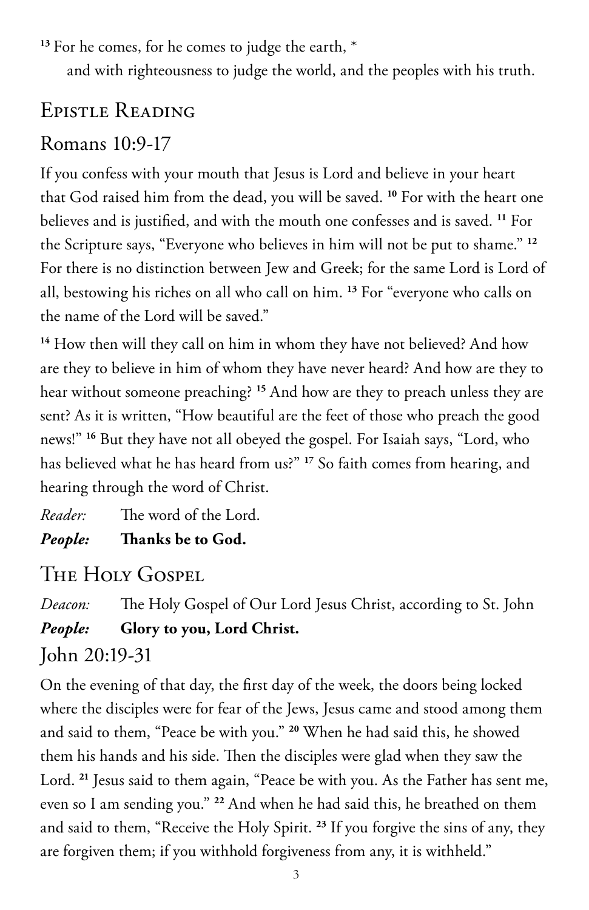[13] For he comes, for he comes to judge the earth, *
 and with righteousness to judge the world, and the peoples with his truth.

## Epistle Reading

### Romans 10:9-17

If you confess with your mouth that Jesus is Lord and believe in your heart that God raised him from the dead, you will be saved. [10] For with the heart one believes and is justified, and with the mouth one confesses and is saved. [11] For the Scripture says, "Everyone who believes in him will not be put to shame." [12] For there is no distinction between Jew and Greek; for the same Lord is Lord of all, bestowing his riches on all who call on him. [13] For "everyone who calls on the name of the Lord will be saved."

[14] How then will they call on him in whom they have not believed? And how are they to believe in him of whom they have never heard? And how are they to hear without someone preaching? [15] And how are they to preach unless they are sent? As it is written, "How beautiful are the feet of those who preach the good news!" [16] But they have not all obeyed the gospel. For Isaiah says, "Lord, who has believed what he has heard from us?" [17] So faith comes from hearing, and hearing through the word of Christ.

*Reader:* The word of the Lord.
***People:*** **Thanks be to God.**

## The Holy Gospel

*Deacon:* The Holy Gospel of Our Lord Jesus Christ, according to St. John
***People:*** **Glory to you, Lord Christ.**

### John 20:19-31

On the evening of that day, the first day of the week, the doors being locked where the disciples were for fear of the Jews, Jesus came and stood among them and said to them, "Peace be with you." [20] When he had said this, he showed them his hands and his side. Then the disciples were glad when they saw the Lord. [21] Jesus said to them again, "Peace be with you. As the Father has sent me, even so I am sending you." [22] And when he had said this, he breathed on them and said to them, "Receive the Holy Spirit. [23] If you forgive the sins of any, they are forgiven them; if you withhold forgiveness from any, it is withheld."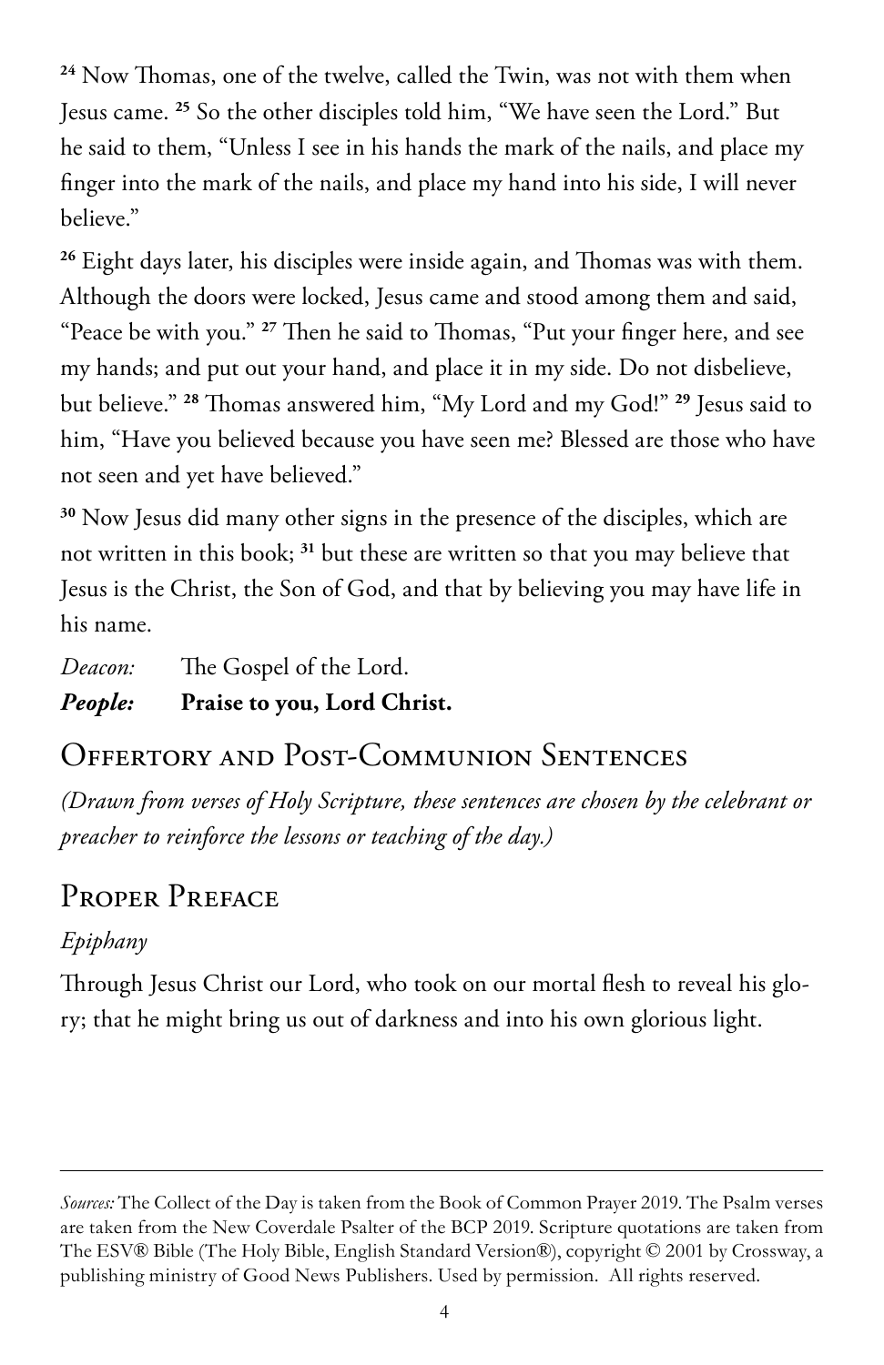[24] Now Thomas, one of the twelve, called the Twin, was not with them when Jesus came. [25] So the other disciples told him, "We have seen the Lord." But he said to them, "Unless I see in his hands the mark of the nails, and place my finger into the mark of the nails, and place my hand into his side, I will never believe."

[26] Eight days later, his disciples were inside again, and Thomas was with them. Although the doors were locked, Jesus came and stood among them and said, "Peace be with you." [27] Then he said to Thomas, "Put your finger here, and see my hands; and put out your hand, and place it in my side. Do not disbelieve, but believe." [28] Thomas answered him, "My Lord and my God!" [29] Jesus said to him, "Have you believed because you have seen me? Blessed are those who have not seen and yet have believed."

[30] Now Jesus did many other signs in the presence of the disciples, which are not written in this book; [31] but these are written so that you may believe that Jesus is the Christ, the Son of God, and that by believing you may have life in his name.

*Deacon:* The Gospel of the Lord.

***People:*** **Praise to you, Lord Christ.**

## Offertory and Post-Communion Sentences

*(Drawn from verses of Holy Scripture, these sentences are chosen by the celebrant or preacher to reinforce the lessons or teaching of the day.)*

## Proper Preface

*Epiphany*

Through Jesus Christ our Lord, who took on our mortal flesh to reveal his glory; that he might bring us out of darkness and into his own glorious light.

---

*Sources:* The Collect of the Day is taken from the Book of Common Prayer 2019. The Psalm verses are taken from the New Coverdale Psalter of the BCP 2019. Scripture quotations are taken from The ESV® Bible (The Holy Bible, English Standard Version®), copyright © 2001 by Crossway, a publishing ministry of Good News Publishers. Used by permission. All rights reserved.